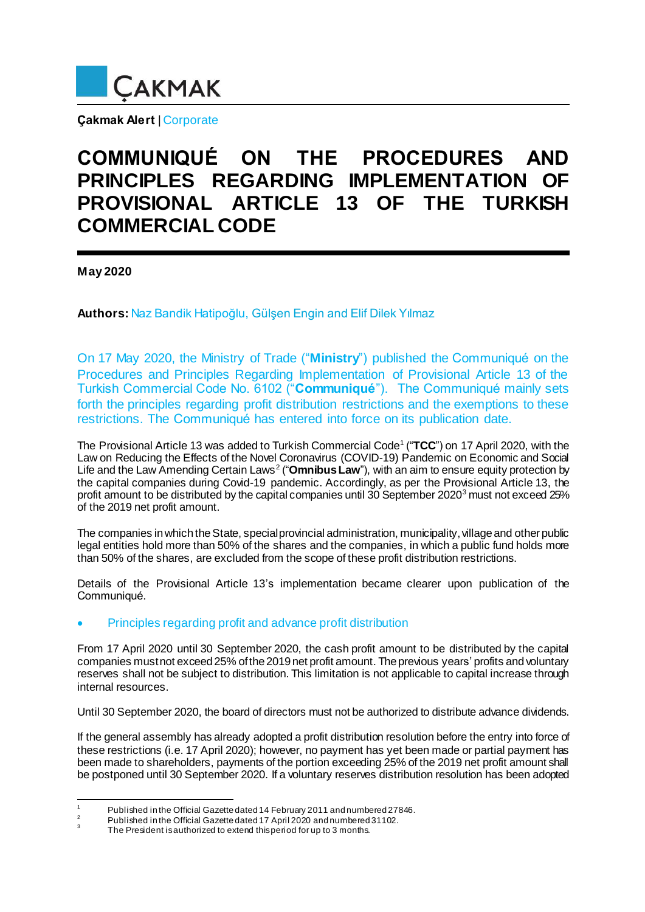**Çakmak Alert** | Corporate

# COMMUNIQUÉ ON THE PROCEDURES AND PRINCIPLES REGARDING IMPLEMENTATION OF PROVISIONAL ARTICLE 13 OF THE TURKISH COMMERCIAL CODE

**May 2020**

**Authors:** Naz Bandik Hatipoğlu, Gülşen Engin and Elif Dilek Yılmaz

On 17 May 2020, the Ministry of Trade ("**Ministry**") published the Communiqué on the Procedures and Principles Regarding Implementation of Provisional Article 13 of the Turkish Commercial Code No. 6102 ("**Communiqué**"). The Communiqué mainly sets forth the principles regarding profit distribution restrictions and the exemptions to these restrictions. The Communiqué has entered into force on its publication date.

The Provisional Article 13 was added to Turkish Commercial Code[1] ("**TCC**") on 17 April 2020, with the Law on Reducing the Effects of the Novel Coronavirus (COVID-19) Pandemic on Economic and Social Life and the Law Amending Certain Laws[2] ("**Omnibus Law**"), with an aim to ensure equity protection by the capital companies during Covid-19 pandemic. Accordingly, as per the Provisional Article 13, the profit amount to be distributed by the capital companies until 30 September 2020[3] must not exceed 25% of the 2019 net profit amount.

The companies in which the State, special provincial administration, municipality, village and other public legal entities hold more than 50% of the shares and the companies, in which a public fund holds more than 50% of the shares, are excluded from the scope of these profit distribution restrictions.

Details of the Provisional Article 13's implementation became clearer upon publication of the Communiqué.

- Principles regarding profit and advance profit distribution

From 17 April 2020 until 30 September 2020, the cash profit amount to be distributed by the capital companies must not exceed 25% of the 2019 net profit amount. The previous years' profits and voluntary reserves shall not be subject to distribution. This limitation is not applicable to capital increase through internal resources.

Until 30 September 2020, the board of directors must not be authorized to distribute advance dividends.

If the general assembly has already adopted a profit distribution resolution before the entry into force of these restrictions (i.e. 17 April 2020); however, no payment has yet been made or partial payment has been made to shareholders, payments of the portion exceeding 25% of the 2019 net profit amount shall be postponed until 30 September 2020. If a voluntary reserves distribution resolution has been adopted

---

[1] Published in the Official Gazette dated 14 February 2011 and numbered 27846.

[2] Published in the Official Gazette dated 17 April 2020 and numbered 31102.

[3] The President is authorized to extend this period for up to 3 months.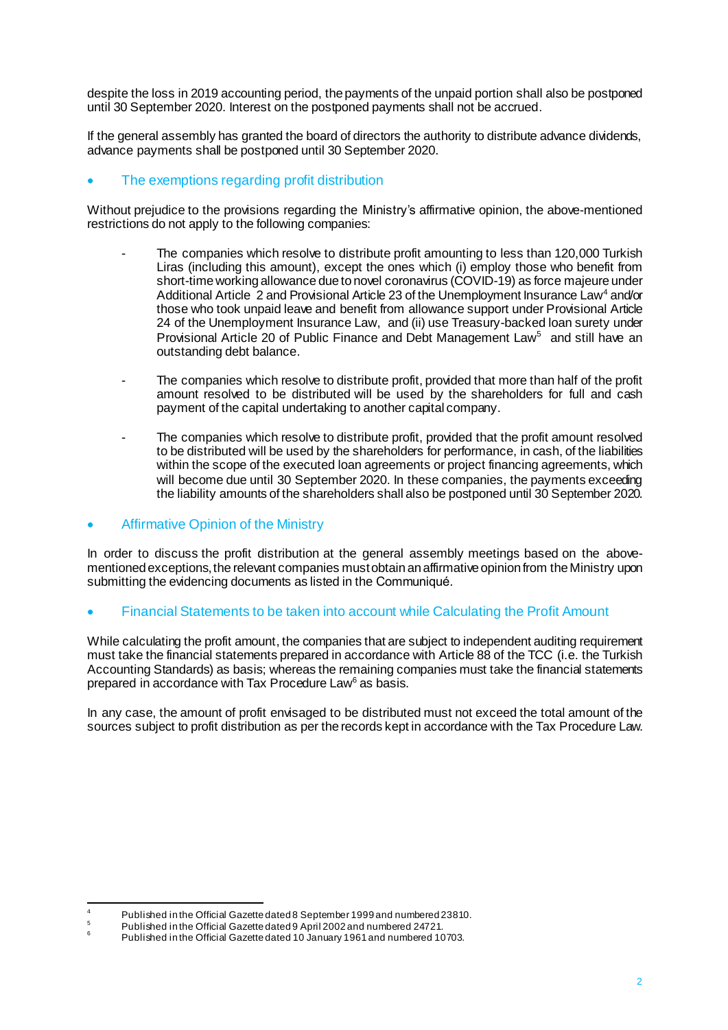despite the loss in 2019 accounting period, the payments of the unpaid portion shall also be postponed until 30 September 2020. Interest on the postponed payments shall not be accrued.

If the general assembly has granted the board of directors the authority to distribute advance dividends, advance payments shall be postponed until 30 September 2020.

- ## The exemptions regarding profit distribution

Without prejudice to the provisions regarding the Ministry's affirmative opinion, the above-mentioned restrictions do not apply to the following companies:

- The companies which resolve to distribute profit amounting to less than 120,000 Turkish Liras (including this amount), except the ones which (i) employ those who benefit from short-time working allowance due to novel coronavirus (COVID-19) as force majeure under Additional Article 2 and Provisional Article 23 of the Unemployment Insurance Law[4] and/or those who took unpaid leave and benefit from allowance support under Provisional Article 24 of the Unemployment Insurance Law, and (ii) use Treasury-backed loan surety under Provisional Article 20 of Public Finance and Debt Management Law[5] and still have an outstanding debt balance.

- The companies which resolve to distribute profit, provided that more than half of the profit amount resolved to be distributed will be used by the shareholders for full and cash payment of the capital undertaking to another capital company.

- The companies which resolve to distribute profit, provided that the profit amount resolved to be distributed will be used by the shareholders for performance, in cash, of the liabilities within the scope of the executed loan agreements or project financing agreements, which will become due until 30 September 2020. In these companies, the payments exceeding the liability amounts of the shareholders shall also be postponed until 30 September 2020.

- ## Affirmative Opinion of the Ministry

In order to discuss the profit distribution at the general assembly meetings based on the above-mentioned exceptions, the relevant companies must obtain an affirmative opinion from the Ministry upon submitting the evidencing documents as listed in the Communiqué.

- ## Financial Statements to be taken into account while Calculating the Profit Amount

While calculating the profit amount, the companies that are subject to independent auditing requirement must take the financial statements prepared in accordance with Article 88 of the TCC (i.e. the Turkish Accounting Standards) as basis; whereas the remaining companies must take the financial statements prepared in accordance with Tax Procedure Law[6] as basis.

In any case, the amount of profit envisaged to be distributed must not exceed the total amount of the sources subject to profit distribution as per the records kept in accordance with the Tax Procedure Law.

---

[4] Published in the Official Gazette dated 8 September 1999 and numbered 23810.

[5] Published in the Official Gazette dated 9 April 2002 and numbered 24721.

[6] Published in the Official Gazette dated 10 January 1961 and numbered 10703.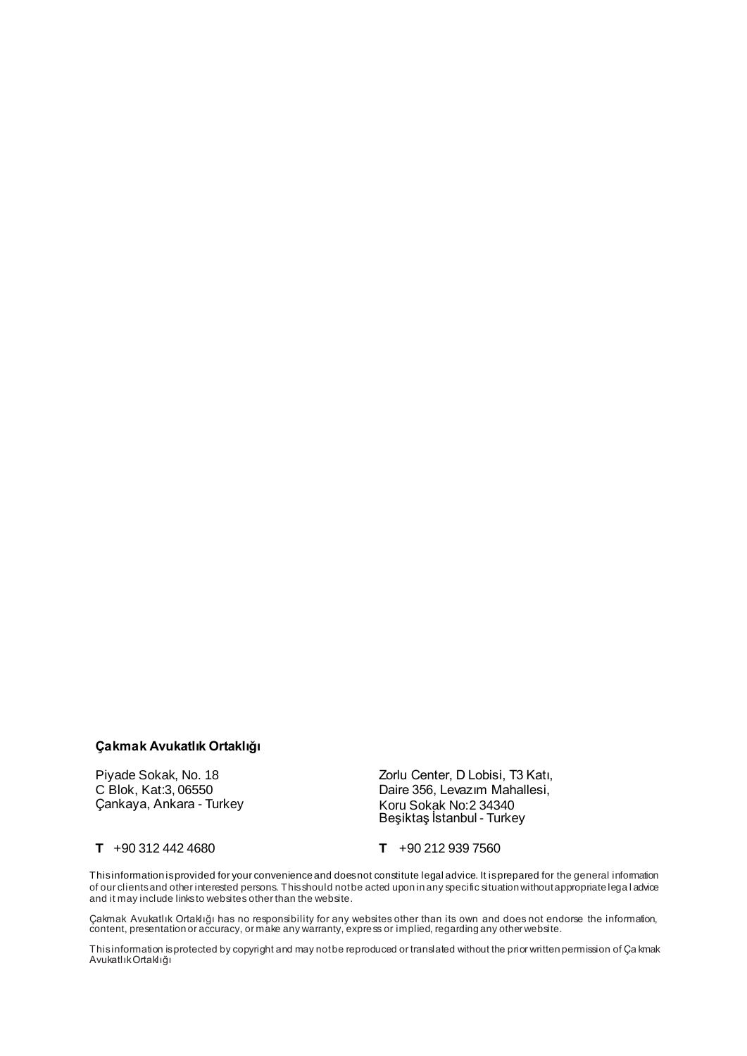**Çakmak Avukatlık Ortaklığı**

Piyade Sokak, No. 18
C Blok, Kat:3, 06550
Çankaya, Ankara - Turkey

**T** +90 312 442 4680

Zorlu Center, D Lobisi, T3 Katı,
Daire 356, Levazım Mahallesi,
Koru Sokak No:2 34340
Beşiktaş İstanbul - Turkey

**T** +90 212 939 7560

This information is provided for your convenience and does not constitute legal advice. It is prepared for the general information of our clients and other interested persons. This should not be acted upon in any specific situation without appropriate legal advice and it may include links to websites other than the website.

Çakmak Avukatlık Ortaklığı has no responsibility for any websites other than its own and does not endorse the information, content, presentation or accuracy, or make any warranty, express or implied, regarding any other website.

This information is protected by copyright and may not be reproduced or translated without the prior written permission of Çakmak Avukatlık Ortaklığı